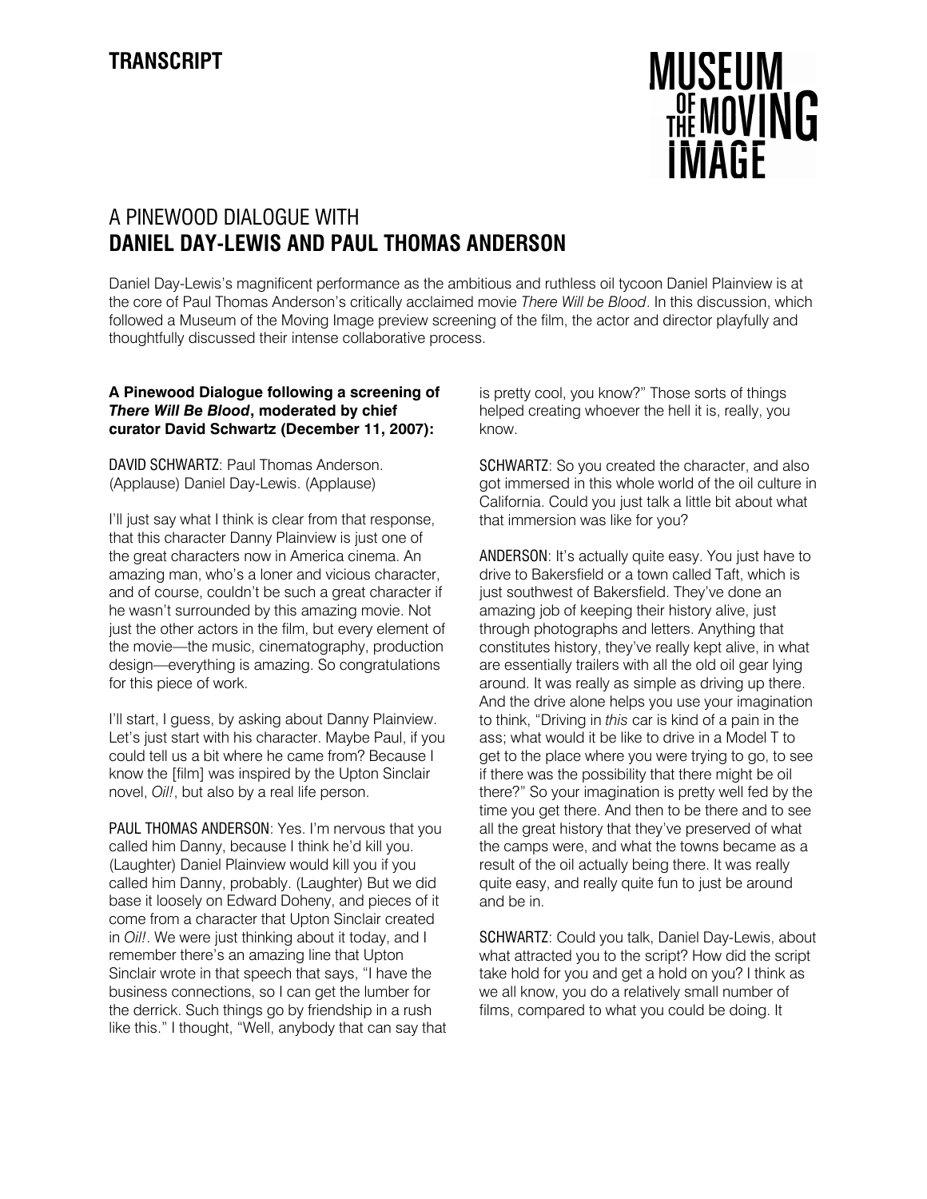**TRANSCRIPT**

MUSEUM OF THE MOVING IMAGE

# A PINEWOOD DIALOGUE WITH
# DANIEL DAY-LEWIS AND PAUL THOMAS ANDERSON

Daniel Day-Lewis's magnificent performance as the ambitious and ruthless oil tycoon Daniel Plainview is at the core of Paul Thomas Anderson's critically acclaimed movie *There Will be Blood*. In this discussion, which followed a Museum of the Moving Image preview screening of the film, the actor and director playfully and thoughtfully discussed their intense collaborative process.

**A Pinewood Dialogue following a screening of *There Will Be Blood*, moderated by chief curator David Schwartz (December 11, 2007):**

DAVID SCHWARTZ: Paul Thomas Anderson. (Applause) Daniel Day-Lewis. (Applause)

I'll just say what I think is clear from that response, that this character Danny Plainview is just one of the great characters now in America cinema. An amazing man, who's a loner and vicious character, and of course, couldn't be such a great character if he wasn't surrounded by this amazing movie. Not just the other actors in the film, but every element of the movie—the music, cinematography, production design—everything is amazing. So congratulations for this piece of work.

I'll start, I guess, by asking about Danny Plainview. Let's just start with his character. Maybe Paul, if you could tell us a bit where he came from? Because I know the [film] was inspired by the Upton Sinclair novel, *Oil!*, but also by a real life person.

PAUL THOMAS ANDERSON: Yes. I'm nervous that you called him Danny, because I think he'd kill you. (Laughter) Daniel Plainview would kill you if you called him Danny, probably. (Laughter) But we did base it loosely on Edward Doheny, and pieces of it come from a character that Upton Sinclair created in *Oil!*. We were just thinking about it today, and I remember there's an amazing line that Upton Sinclair wrote in that speech that says, "I have the business connections, so I can get the lumber for the derrick. Such things go by friendship in a rush like this." I thought, "Well, anybody that can say that is pretty cool, you know?" Those sorts of things helped creating whoever the hell it is, really, you know.

SCHWARTZ: So you created the character, and also got immersed in this whole world of the oil culture in California. Could you just talk a little bit about what that immersion was like for you?

ANDERSON: It's actually quite easy. You just have to drive to Bakersfield or a town called Taft, which is just southwest of Bakersfield. They've done an amazing job of keeping their history alive, just through photographs and letters. Anything that constitutes history, they've really kept alive, in what are essentially trailers with all the old oil gear lying around. It was really as simple as driving up there. And the drive alone helps you use your imagination to think, "Driving in *this* car is kind of a pain in the ass; what would it be like to drive in a Model T to get to the place where you were trying to go, to see if there was the possibility that there might be oil there?" So your imagination is pretty well fed by the time you get there. And then to be there and to see all the great history that they've preserved of what the camps were, and what the towns became as a result of the oil actually being there. It was really quite easy, and really quite fun to just be around and be in.

SCHWARTZ: Could you talk, Daniel Day-Lewis, about what attracted you to the script? How did the script take hold for you and get a hold on you? I think as we all know, you do a relatively small number of films, compared to what you could be doing. It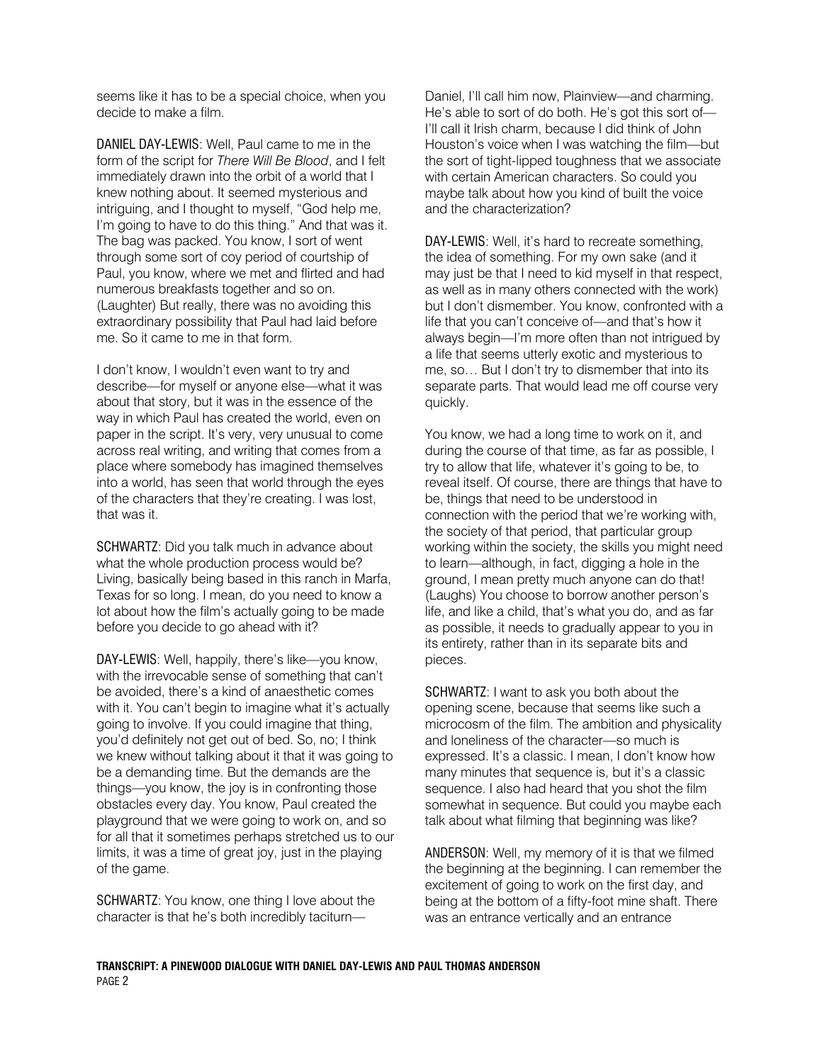seems like it has to be a special choice, when you decide to make a film.

DANIEL DAY-LEWIS: Well, Paul came to me in the form of the script for *There Will Be Blood*, and I felt immediately drawn into the orbit of a world that I knew nothing about. It seemed mysterious and intriguing, and I thought to myself, "God help me, I'm going to have to do this thing." And that was it. The bag was packed. You know, I sort of went through some sort of coy period of courtship of Paul, you know, where we met and flirted and had numerous breakfasts together and so on. (Laughter) But really, there was no avoiding this extraordinary possibility that Paul had laid before me. So it came to me in that form.

I don't know, I wouldn't even want to try and describe—for myself or anyone else—what it was about that story, but it was in the essence of the way in which Paul has created the world, even on paper in the script. It's very, very unusual to come across real writing, and writing that comes from a place where somebody has imagined themselves into a world, has seen that world through the eyes of the characters that they're creating. I was lost, that was it.

SCHWARTZ: Did you talk much in advance about what the whole production process would be? Living, basically being based in this ranch in Marfa, Texas for so long. I mean, do you need to know a lot about how the film's actually going to be made before you decide to go ahead with it?

DAY-LEWIS: Well, happily, there's like—you know, with the irrevocable sense of something that can't be avoided, there's a kind of anaesthetic comes with it. You can't begin to imagine what it's actually going to involve. If you could imagine that thing, you'd definitely not get out of bed. So, no; I think we knew without talking about it that it was going to be a demanding time. But the demands are the things—you know, the joy is in confronting those obstacles every day. You know, Paul created the playground that we were going to work on, and so for all that it sometimes perhaps stretched us to our limits, it was a time of great joy, just in the playing of the game.

SCHWARTZ: You know, one thing I love about the character is that he's both incredibly taciturn—Daniel, I'll call him now, Plainview—and charming. He's able to sort of do both. He's got this sort of—I'll call it Irish charm, because I did think of John Houston's voice when I was watching the film—but the sort of tight-lipped toughness that we associate with certain American characters. So could you maybe talk about how you kind of built the voice and the characterization?

DAY-LEWIS: Well, it's hard to recreate something, the idea of something. For my own sake (and it may just be that I need to kid myself in that respect, as well as in many others connected with the work) but I don't dismember. You know, confronted with a life that you can't conceive of—and that's how it always begin—I'm more often than not intrigued by a life that seems utterly exotic and mysterious to me, so… But I don't try to dismember that into its separate parts. That would lead me off course very quickly.

You know, we had a long time to work on it, and during the course of that time, as far as possible, I try to allow that life, whatever it's going to be, to reveal itself. Of course, there are things that have to be, things that need to be understood in connection with the period that we're working with, the society of that period, that particular group working within the society, the skills you might need to learn—although, in fact, digging a hole in the ground, I mean pretty much anyone can do that! (Laughs) You choose to borrow another person's life, and like a child, that's what you do, and as far as possible, it needs to gradually appear to you in its entirety, rather than in its separate bits and pieces.

SCHWARTZ: I want to ask you both about the opening scene, because that seems like such a microcosm of the film. The ambition and physicality and loneliness of the character—so much is expressed. It's a classic. I mean, I don't know how many minutes that sequence is, but it's a classic sequence. I also had heard that you shot the film somewhat in sequence. But could you maybe each talk about what filming that beginning was like?

ANDERSON: Well, my memory of it is that we filmed the beginning at the beginning. I can remember the excitement of going to work on the first day, and being at the bottom of a fifty-foot mine shaft. There was an entrance vertically and an entrance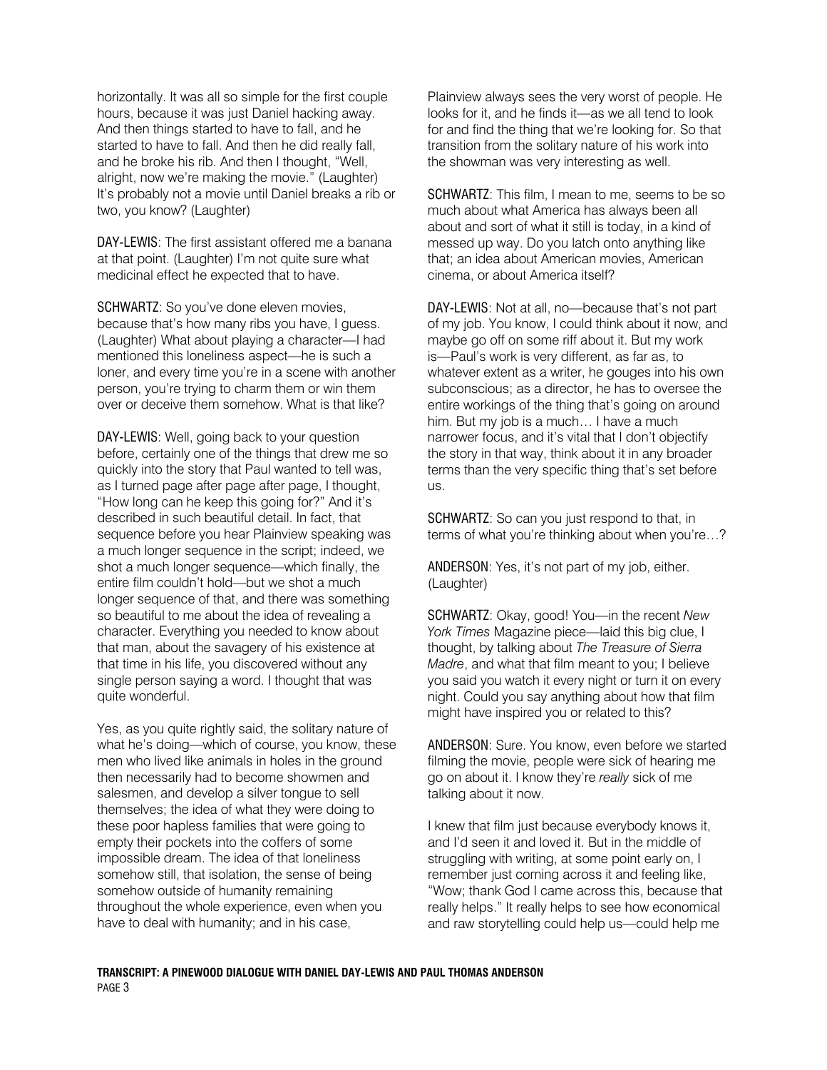horizontally. It was all so simple for the first couple hours, because it was just Daniel hacking away. And then things started to have to fall, and he started to have to fall. And then he did really fall, and he broke his rib. And then I thought, "Well, alright, now we're making the movie." (Laughter) It's probably not a movie until Daniel breaks a rib or two, you know? (Laughter)

DAY-LEWIS: The first assistant offered me a banana at that point. (Laughter) I'm not quite sure what medicinal effect he expected that to have.

SCHWARTZ: So you've done eleven movies, because that's how many ribs you have, I guess. (Laughter) What about playing a character—I had mentioned this loneliness aspect—he is such a loner, and every time you're in a scene with another person, you're trying to charm them or win them over or deceive them somehow. What is that like?

DAY-LEWIS: Well, going back to your question before, certainly one of the things that drew me so quickly into the story that Paul wanted to tell was, as I turned page after page after page, I thought, "How long can he keep this going for?" And it's described in such beautiful detail. In fact, that sequence before you hear Plainview speaking was a much longer sequence in the script; indeed, we shot a much longer sequence—which finally, the entire film couldn't hold—but we shot a much longer sequence of that, and there was something so beautiful to me about the idea of revealing a character. Everything you needed to know about that man, about the savagery of his existence at that time in his life, you discovered without any single person saying a word. I thought that was quite wonderful.

Yes, as you quite rightly said, the solitary nature of what he's doing—which of course, you know, these men who lived like animals in holes in the ground then necessarily had to become showmen and salesmen, and develop a silver tongue to sell themselves; the idea of what they were doing to these poor hapless families that were going to empty their pockets into the coffers of some impossible dream. The idea of that loneliness somehow still, that isolation, the sense of being somehow outside of humanity remaining throughout the whole experience, even when you have to deal with humanity; and in his case, Plainview always sees the very worst of people. He looks for it, and he finds it—as we all tend to look for and find the thing that we're looking for. So that transition from the solitary nature of his work into the showman was very interesting as well.

SCHWARTZ: This film, I mean to me, seems to be so much about what America has always been all about and sort of what it still is today, in a kind of messed up way. Do you latch onto anything like that; an idea about American movies, American cinema, or about America itself?

DAY-LEWIS: Not at all, no—because that's not part of my job. You know, I could think about it now, and maybe go off on some riff about it. But my work is—Paul's work is very different, as far as, to whatever extent as a writer, he gouges into his own subconscious; as a director, he has to oversee the entire workings of the thing that's going on around him. But my job is a much… I have a much narrower focus, and it's vital that I don't objectify the story in that way, think about it in any broader terms than the very specific thing that's set before us.

SCHWARTZ: So can you just respond to that, in terms of what you're thinking about when you're…?

ANDERSON: Yes, it's not part of my job, either. (Laughter)

SCHWARTZ: Okay, good! You—in the recent *New York Times* Magazine piece—laid this big clue, I thought, by talking about *The Treasure of Sierra Madre*, and what that film meant to you; I believe you said you watch it every night or turn it on every night. Could you say anything about how that film might have inspired you or related to this?

ANDERSON: Sure. You know, even before we started filming the movie, people were sick of hearing me go on about it. I know they're *really* sick of me talking about it now.

I knew that film just because everybody knows it, and I'd seen it and loved it. But in the middle of struggling with writing, at some point early on, I remember just coming across it and feeling like, "Wow; thank God I came across this, because that really helps." It really helps to see how economical and raw storytelling could help us—could help me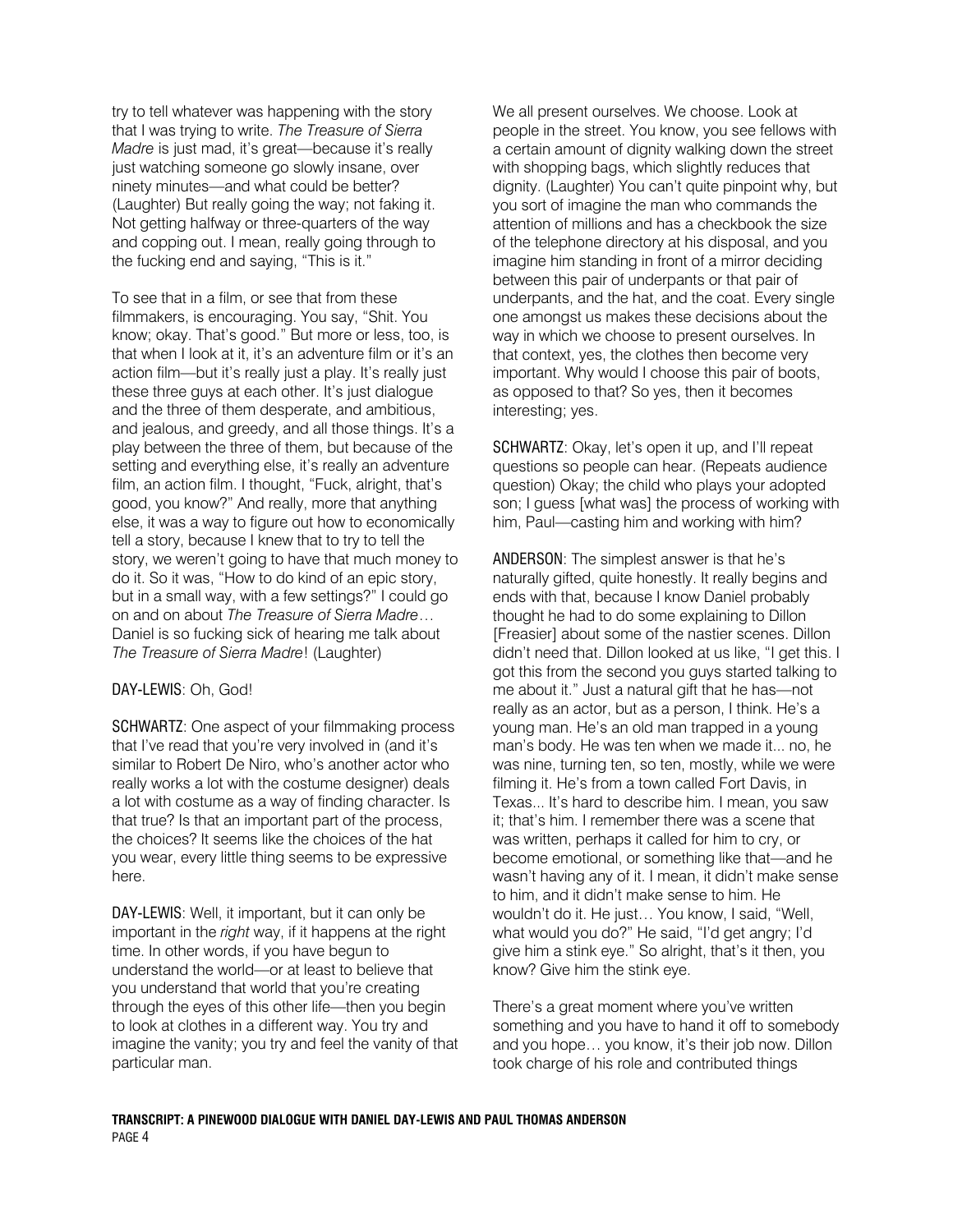try to tell whatever was happening with the story that I was trying to write. *The Treasure of Sierra Madre* is just mad, it's great—because it's really just watching someone go slowly insane, over ninety minutes—and what could be better? (Laughter) But really going the way; not faking it. Not getting halfway or three-quarters of the way and copping out. I mean, really going through to the fucking end and saying, "This is it."

To see that in a film, or see that from these filmmakers, is encouraging. You say, "Shit. You know; okay. That's good." But more or less, too, is that when I look at it, it's an adventure film or it's an action film—but it's really just a play. It's really just these three guys at each other. It's just dialogue and the three of them desperate, and ambitious, and jealous, and greedy, and all those things. It's a play between the three of them, but because of the setting and everything else, it's really an adventure film, an action film. I thought, "Fuck, alright, that's good, you know?" And really, more that anything else, it was a way to figure out how to economically tell a story, because I knew that to try to tell the story, we weren't going to have that much money to do it. So it was, "How to do kind of an epic story, but in a small way, with a few settings?" I could go on and on about *The Treasure of Sierra Madre*… Daniel is so fucking sick of hearing me talk about *The Treasure of Sierra Madre*! (Laughter)

DAY-LEWIS: Oh, God!

SCHWARTZ: One aspect of your filmmaking process that I've read that you're very involved in (and it's similar to Robert De Niro, who's another actor who really works a lot with the costume designer) deals a lot with costume as a way of finding character. Is that true? Is that an important part of the process, the choices? It seems like the choices of the hat you wear, every little thing seems to be expressive here.

DAY-LEWIS: Well, it important, but it can only be important in the *right* way, if it happens at the right time. In other words, if you have begun to understand the world—or at least to believe that you understand that world that you're creating through the eyes of this other life—then you begin to look at clothes in a different way. You try and imagine the vanity; you try and feel the vanity of that particular man.

We all present ourselves. We choose. Look at people in the street. You know, you see fellows with a certain amount of dignity walking down the street with shopping bags, which slightly reduces that dignity. (Laughter) You can't quite pinpoint why, but you sort of imagine the man who commands the attention of millions and has a checkbook the size of the telephone directory at his disposal, and you imagine him standing in front of a mirror deciding between this pair of underpants or that pair of underpants, and the hat, and the coat. Every single one amongst us makes these decisions about the way in which we choose to present ourselves. In that context, yes, the clothes then become very important. Why would I choose this pair of boots, as opposed to that? So yes, then it becomes interesting; yes.

SCHWARTZ: Okay, let's open it up, and I'll repeat questions so people can hear. (Repeats audience question) Okay; the child who plays your adopted son; I guess [what was] the process of working with him, Paul—casting him and working with him?

ANDERSON: The simplest answer is that he's naturally gifted, quite honestly. It really begins and ends with that, because I know Daniel probably thought he had to do some explaining to Dillon [Freasier] about some of the nastier scenes. Dillon didn't need that. Dillon looked at us like, "I get this. I got this from the second you guys started talking to me about it." Just a natural gift that he has—not really as an actor, but as a person, I think. He's a young man. He's an old man trapped in a young man's body. He was ten when we made it... no, he was nine, turning ten, so ten, mostly, while we were filming it. He's from a town called Fort Davis, in Texas... It's hard to describe him. I mean, you saw it; that's him. I remember there was a scene that was written, perhaps it called for him to cry, or become emotional, or something like that—and he wasn't having any of it. I mean, it didn't make sense to him, and it didn't make sense to him. He wouldn't do it. He just… You know, I said, "Well, what would you do?" He said, "I'd get angry; I'd give him a stink eye." So alright, that's it then, you know? Give him the stink eye.

There's a great moment where you've written something and you have to hand it off to somebody and you hope… you know, it's their job now. Dillon took charge of his role and contributed things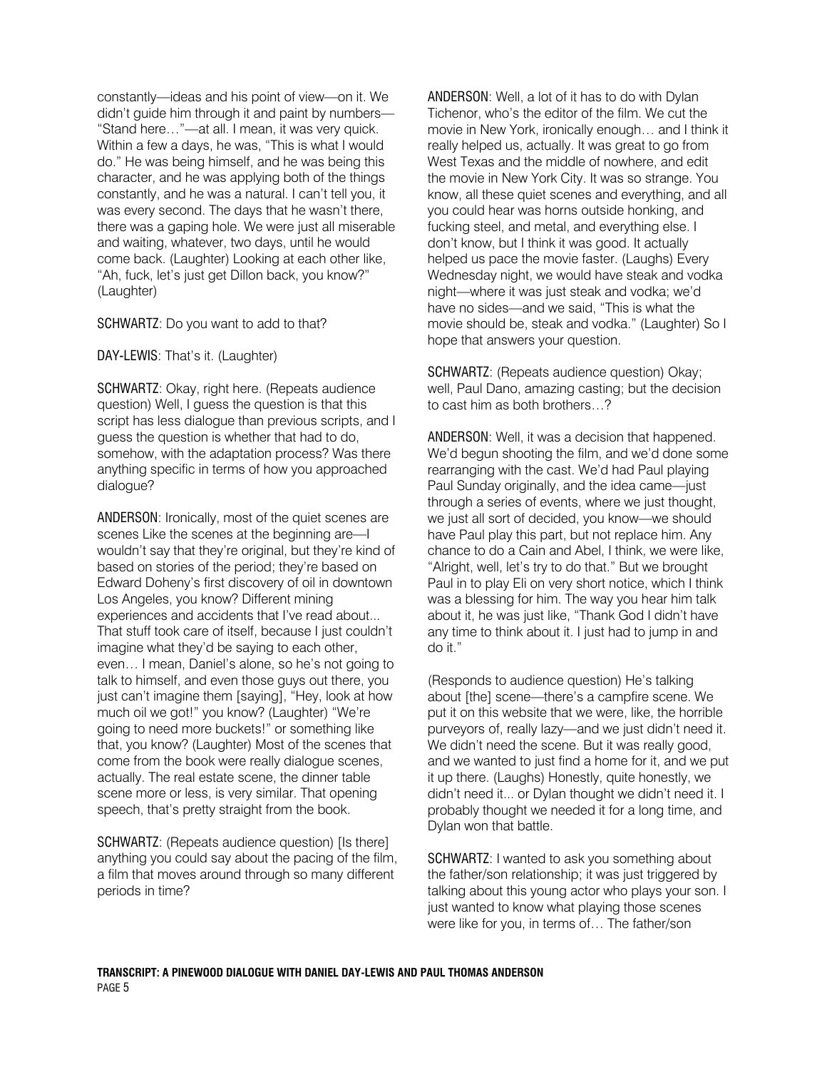constantly—ideas and his point of view—on it. We didn't guide him through it and paint by numbers—"Stand here…"—at all. I mean, it was very quick. Within a few days, he was, "This is what I would do." He was being himself, and he was being this character, and he was applying both of the things constantly, and he was a natural. I can't tell you, it was every second. The days that he wasn't there, there was a gaping hole. We were just all miserable and waiting, whatever, two days, until he would come back. (Laughter) Looking at each other like, "Ah, fuck, let's just get Dillon back, you know?" (Laughter)

SCHWARTZ: Do you want to add to that?

DAY-LEWIS: That's it. (Laughter)

SCHWARTZ: Okay, right here. (Repeats audience question) Well, I guess the question is that this script has less dialogue than previous scripts, and I guess the question is whether that had to do, somehow, with the adaptation process? Was there anything specific in terms of how you approached dialogue?

ANDERSON: Ironically, most of the quiet scenes are scenes Like the scenes at the beginning are—I wouldn't say that they're original, but they're kind of based on stories of the period; they're based on Edward Doheny's first discovery of oil in downtown Los Angeles, you know? Different mining experiences and accidents that I've read about... That stuff took care of itself, because I just couldn't imagine what they'd be saying to each other, even… I mean, Daniel's alone, so he's not going to talk to himself, and even those guys out there, you just can't imagine them [saying], "Hey, look at how much oil we got!" you know? (Laughter) "We're going to need more buckets!" or something like that, you know? (Laughter) Most of the scenes that come from the book were really dialogue scenes, actually. The real estate scene, the dinner table scene more or less, is very similar. That opening speech, that's pretty straight from the book.

SCHWARTZ: (Repeats audience question) [Is there] anything you could say about the pacing of the film, a film that moves around through so many different periods in time?

ANDERSON: Well, a lot of it has to do with Dylan Tichenor, who's the editor of the film. We cut the movie in New York, ironically enough… and I think it really helped us, actually. It was great to go from West Texas and the middle of nowhere, and edit the movie in New York City. It was so strange. You know, all these quiet scenes and everything, and all you could hear was horns outside honking, and fucking steel, and metal, and everything else. I don't know, but I think it was good. It actually helped us pace the movie faster. (Laughs) Every Wednesday night, we would have steak and vodka night—where it was just steak and vodka; we'd have no sides—and we said, "This is what the movie should be, steak and vodka." (Laughter) So I hope that answers your question.

SCHWARTZ: (Repeats audience question) Okay; well, Paul Dano, amazing casting; but the decision to cast him as both brothers…?

ANDERSON: Well, it was a decision that happened. We'd begun shooting the film, and we'd done some rearranging with the cast. We'd had Paul playing Paul Sunday originally, and the idea came—just through a series of events, where we just thought, we just all sort of decided, you know—we should have Paul play this part, but not replace him. Any chance to do a Cain and Abel, I think, we were like, "Alright, well, let's try to do that." But we brought Paul in to play Eli on very short notice, which I think was a blessing for him. The way you hear him talk about it, he was just like, "Thank God I didn't have any time to think about it. I just had to jump in and do it."

(Responds to audience question) He's talking about [the] scene—there's a campfire scene. We put it on this website that we were, like, the horrible purveyors of, really lazy—and we just didn't need it. We didn't need the scene. But it was really good, and we wanted to just find a home for it, and we put it up there. (Laughs) Honestly, quite honestly, we didn't need it... or Dylan thought we didn't need it. I probably thought we needed it for a long time, and Dylan won that battle.

SCHWARTZ: I wanted to ask you something about the father/son relationship; it was just triggered by talking about this young actor who plays your son. I just wanted to know what playing those scenes were like for you, in terms of… The father/son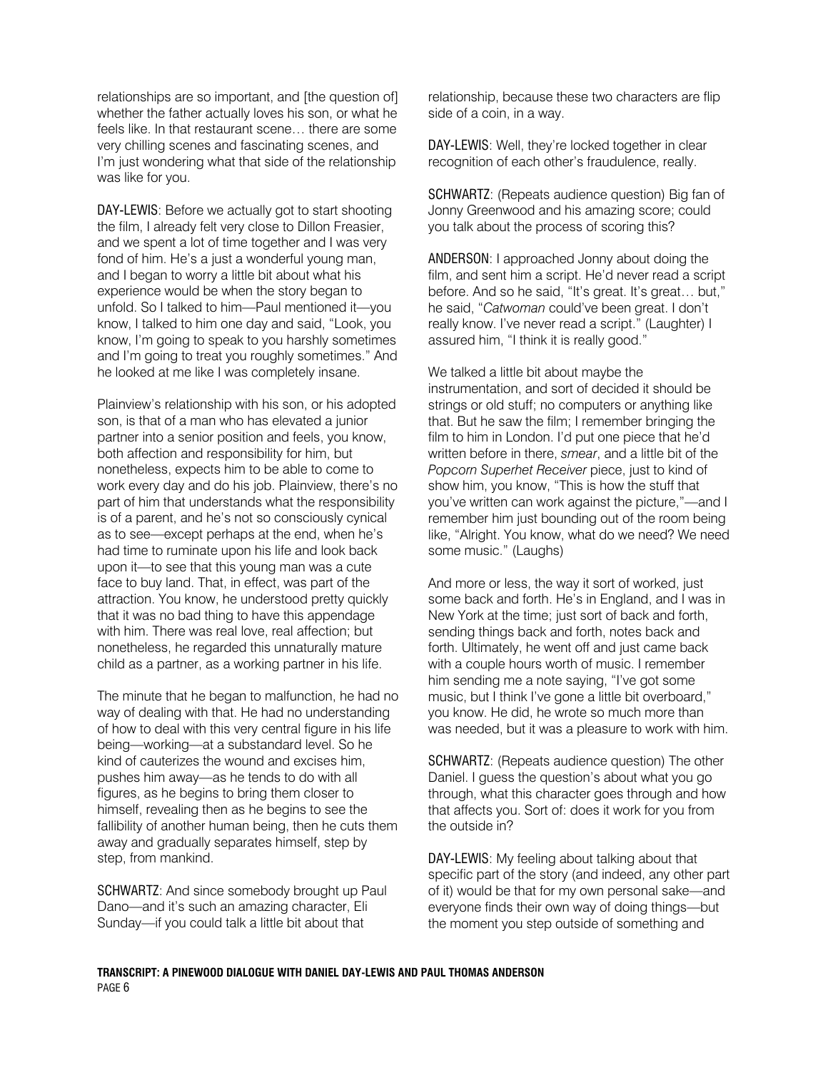relationships are so important, and [the question of] whether the father actually loves his son, or what he feels like. In that restaurant scene… there are some very chilling scenes and fascinating scenes, and I'm just wondering what that side of the relationship was like for you.

DAY-LEWIS: Before we actually got to start shooting the film, I already felt very close to Dillon Freasier, and we spent a lot of time together and I was very fond of him. He's a just a wonderful young man, and I began to worry a little bit about what his experience would be when the story began to unfold. So I talked to him—Paul mentioned it—you know, I talked to him one day and said, "Look, you know, I'm going to speak to you harshly sometimes and I'm going to treat you roughly sometimes." And he looked at me like I was completely insane.

Plainview's relationship with his son, or his adopted son, is that of a man who has elevated a junior partner into a senior position and feels, you know, both affection and responsibility for him, but nonetheless, expects him to be able to come to work every day and do his job. Plainview, there's no part of him that understands what the responsibility is of a parent, and he's not so consciously cynical as to see—except perhaps at the end, when he's had time to ruminate upon his life and look back upon it—to see that this young man was a cute face to buy land. That, in effect, was part of the attraction. You know, he understood pretty quickly that it was no bad thing to have this appendage with him. There was real love, real affection; but nonetheless, he regarded this unnaturally mature child as a partner, as a working partner in his life.

The minute that he began to malfunction, he had no way of dealing with that. He had no understanding of how to deal with this very central figure in his life being—working—at a substandard level. So he kind of cauterizes the wound and excises him, pushes him away—as he tends to do with all figures, as he begins to bring them closer to himself, revealing then as he begins to see the fallibility of another human being, then he cuts them away and gradually separates himself, step by step, from mankind.

SCHWARTZ: And since somebody brought up Paul Dano—and it's such an amazing character, Eli Sunday—if you could talk a little bit about that relationship, because these two characters are flip side of a coin, in a way.

DAY-LEWIS: Well, they're locked together in clear recognition of each other's fraudulence, really.

SCHWARTZ: (Repeats audience question) Big fan of Jonny Greenwood and his amazing score; could you talk about the process of scoring this?

ANDERSON: I approached Jonny about doing the film, and sent him a script. He'd never read a script before. And so he said, "It's great. It's great… but," he said, "*Catwoman* could've been great. I don't really know. I've never read a script." (Laughter) I assured him, "I think it is really good."

We talked a little bit about maybe the instrumentation, and sort of decided it should be strings or old stuff; no computers or anything like that. But he saw the film; I remember bringing the film to him in London. I'd put one piece that he'd written before in there, *smear*, and a little bit of the *Popcorn Superhet Receiver* piece, just to kind of show him, you know, "This is how the stuff that you've written can work against the picture,"—and I remember him just bounding out of the room being like, "Alright. You know, what do we need? We need some music." (Laughs)

And more or less, the way it sort of worked, just some back and forth. He's in England, and I was in New York at the time; just sort of back and forth, sending things back and forth, notes back and forth. Ultimately, he went off and just came back with a couple hours worth of music. I remember him sending me a note saying, "I've got some music, but I think I've gone a little bit overboard," you know. He did, he wrote so much more than was needed, but it was a pleasure to work with him.

SCHWARTZ: (Repeats audience question) The other Daniel. I guess the question's about what you go through, what this character goes through and how that affects you. Sort of: does it work for you from the outside in?

DAY-LEWIS: My feeling about talking about that specific part of the story (and indeed, any other part of it) would be that for my own personal sake—and everyone finds their own way of doing things—but the moment you step outside of something and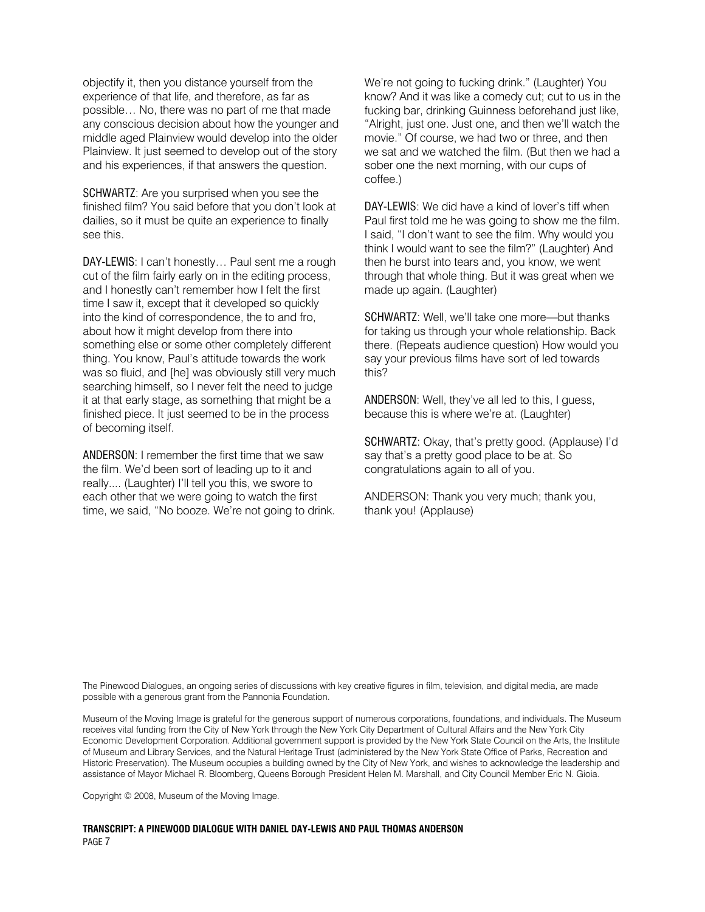objectify it, then you distance yourself from the experience of that life, and therefore, as far as possible… No, there was no part of me that made any conscious decision about how the younger and middle aged Plainview would develop into the older Plainview. It just seemed to develop out of the story and his experiences, if that answers the question.

SCHWARTZ: Are you surprised when you see the finished film? You said before that you don't look at dailies, so it must be quite an experience to finally see this.

DAY-LEWIS: I can't honestly… Paul sent me a rough cut of the film fairly early on in the editing process, and I honestly can't remember how I felt the first time I saw it, except that it developed so quickly into the kind of correspondence, the to and fro, about how it might develop from there into something else or some other completely different thing. You know, Paul's attitude towards the work was so fluid, and [he] was obviously still very much searching himself, so I never felt the need to judge it at that early stage, as something that might be a finished piece. It just seemed to be in the process of becoming itself.

ANDERSON: I remember the first time that we saw the film. We'd been sort of leading up to it and really.... (Laughter) I'll tell you this, we swore to each other that we were going to watch the first time, we said, "No booze. We're not going to drink. We're not going to fucking drink." (Laughter) You know? And it was like a comedy cut; cut to us in the fucking bar, drinking Guinness beforehand just like, "Alright, just one. Just one, and then we'll watch the movie." Of course, we had two or three, and then we sat and we watched the film. (But then we had a sober one the next morning, with our cups of coffee.)

DAY-LEWIS: We did have a kind of lover's tiff when Paul first told me he was going to show me the film. I said, "I don't want to see the film. Why would you think I would want to see the film?" (Laughter) And then he burst into tears and, you know, we went through that whole thing. But it was great when we made up again. (Laughter)

SCHWARTZ: Well, we'll take one more—but thanks for taking us through your whole relationship. Back there. (Repeats audience question) How would you say your previous films have sort of led towards this?

ANDERSON: Well, they've all led to this, I guess, because this is where we're at. (Laughter)

SCHWARTZ: Okay, that's pretty good. (Applause) I'd say that's a pretty good place to be at. So congratulations again to all of you.

ANDERSON: Thank you very much; thank you, thank you! (Applause)

The Pinewood Dialogues, an ongoing series of discussions with key creative figures in film, television, and digital media, are made possible with a generous grant from the Pannonia Foundation.

Museum of the Moving Image is grateful for the generous support of numerous corporations, foundations, and individuals. The Museum receives vital funding from the City of New York through the New York City Department of Cultural Affairs and the New York City Economic Development Corporation. Additional government support is provided by the New York State Council on the Arts, the Institute of Museum and Library Services, and the Natural Heritage Trust (administered by the New York State Office of Parks, Recreation and Historic Preservation). The Museum occupies a building owned by the City of New York, and wishes to acknowledge the leadership and assistance of Mayor Michael R. Bloomberg, Queens Borough President Helen M. Marshall, and City Council Member Eric N. Gioia.

Copyright © 2008, Museum of the Moving Image.